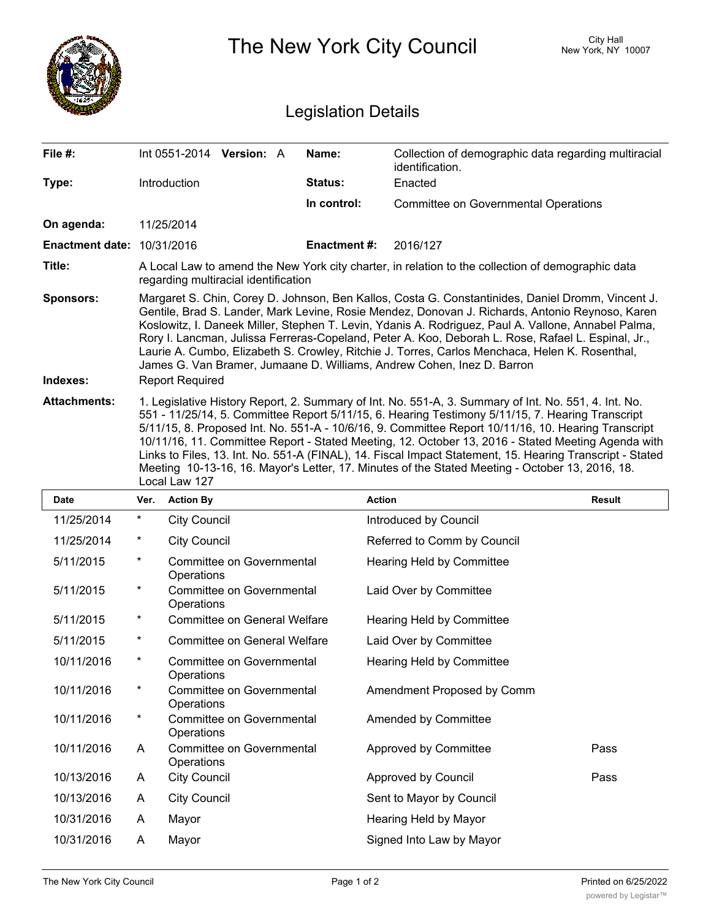# The New York City Council

City Hall
New York, NY 10007

## Legislation Details

| | | | |
|---|---|---|---|
| **File #:** | Int 0551-2014 **Version:** A | **Name:** | Collection of demographic data regarding multiracial identification. |
| **Type:** | Introduction | **Status:** | Enacted |
| | | **In control:** | Committee on Governmental Operations |
| **On agenda:** | 11/25/2014 | | |
| **Enactment date:** | 10/31/2016 | **Enactment #:** | 2016/127 |

**Title:** A Local Law to amend the New York city charter, in relation to the collection of demographic data regarding multiracial identification

**Sponsors:** Margaret S. Chin, Corey D. Johnson, Ben Kallos, Costa G. Constantinides, Daniel Dromm, Vincent J. Gentile, Brad S. Lander, Mark Levine, Rosie Mendez, Donovan J. Richards, Antonio Reynoso, Karen Koslowitz, I. Daneek Miller, Stephen T. Levin, Ydanis A. Rodriguez, Paul A. Vallone, Annabel Palma, Rory I. Lancman, Julissa Ferreras-Copeland, Peter A. Koo, Deborah L. Rose, Rafael L. Espinal, Jr., Laurie A. Cumbo, Elizabeth S. Crowley, Ritchie J. Torres, Carlos Menchaca, Helen K. Rosenthal, James G. Van Bramer, Jumaane D. Williams, Andrew Cohen, Inez D. Barron

**Indexes:** Report Required

**Attachments:** 1. Legislative History Report, 2. Summary of Int. No. 551-A, 3. Summary of Int. No. 551, 4. Int. No. 551 - 11/25/14, 5. Committee Report 5/11/15, 6. Hearing Testimony 5/11/15, 7. Hearing Transcript 5/11/15, 8. Proposed Int. No. 551-A - 10/6/16, 9. Committee Report 10/11/16, 10. Hearing Transcript 10/11/16, 11. Committee Report - Stated Meeting, 12. October 13, 2016 - Stated Meeting Agenda with Links to Files, 13. Int. No. 551-A (FINAL), 14. Fiscal Impact Statement, 15. Hearing Transcript - Stated Meeting 10-13-16, 16. Mayor's Letter, 17. Minutes of the Stated Meeting - October 13, 2016, 18. Local Law 127

| Date | Ver. | Action By | Action | Result |
|---|---|---|---|---|
| 11/25/2014 | * | City Council | Introduced by Council | |
| 11/25/2014 | * | City Council | Referred to Comm by Council | |
| 5/11/2015 | * | Committee on Governmental Operations | Hearing Held by Committee | |
| 5/11/2015 | * | Committee on Governmental Operations | Laid Over by Committee | |
| 5/11/2015 | * | Committee on General Welfare | Hearing Held by Committee | |
| 5/11/2015 | * | Committee on General Welfare | Laid Over by Committee | |
| 10/11/2016 | * | Committee on Governmental Operations | Hearing Held by Committee | |
| 10/11/2016 | * | Committee on Governmental Operations | Amendment Proposed by Comm | |
| 10/11/2016 | * | Committee on Governmental Operations | Amended by Committee | |
| 10/11/2016 | A | Committee on Governmental Operations | Approved by Committee | Pass |
| 10/13/2016 | A | City Council | Approved by Council | Pass |
| 10/13/2016 | A | City Council | Sent to Mayor by Council | |
| 10/31/2016 | A | Mayor | Hearing Held by Mayor | |
| 10/31/2016 | A | Mayor | Signed Into Law by Mayor | |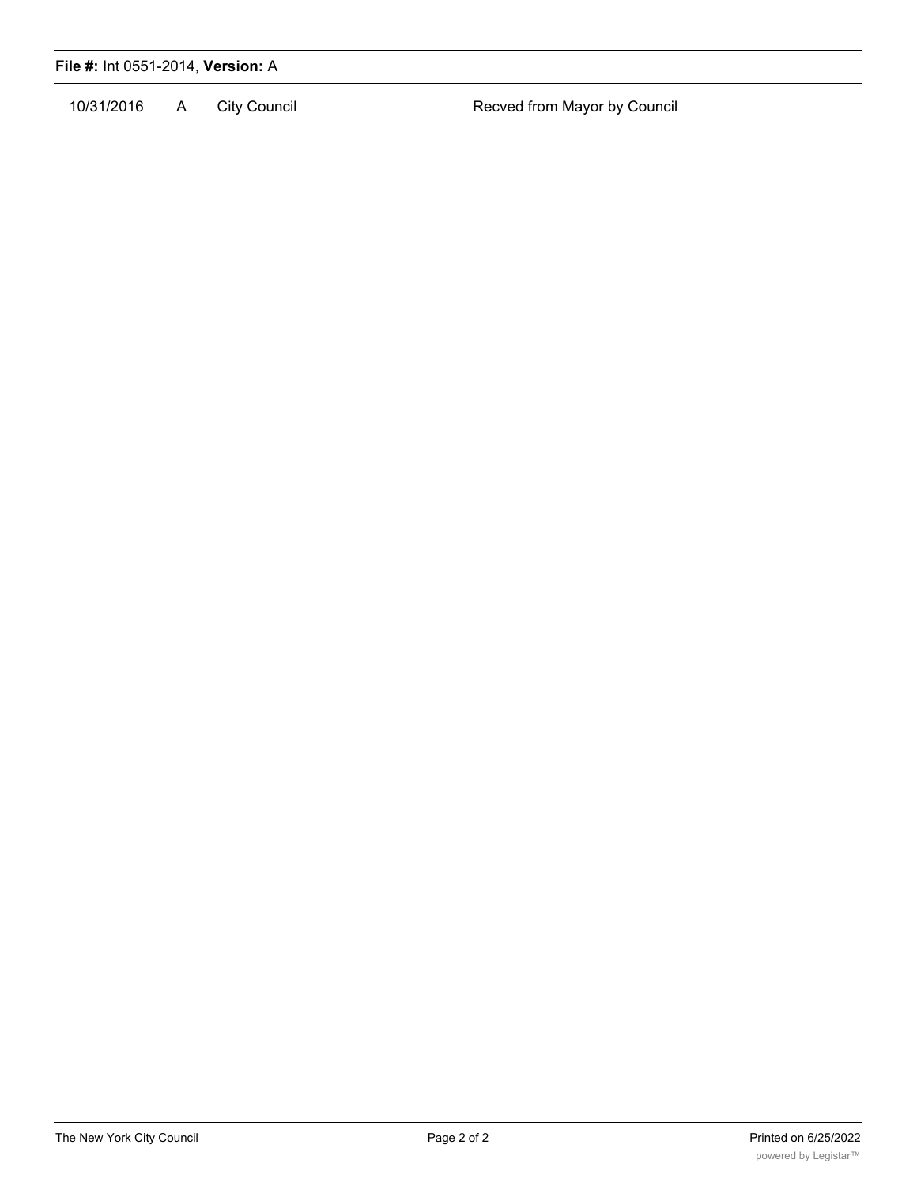**File #:** Int 0551-2014, **Version:** A

| | | | |
|---|---|---|---|
| 10/31/2016 | A | City Council | Recved from Mayor by Council |